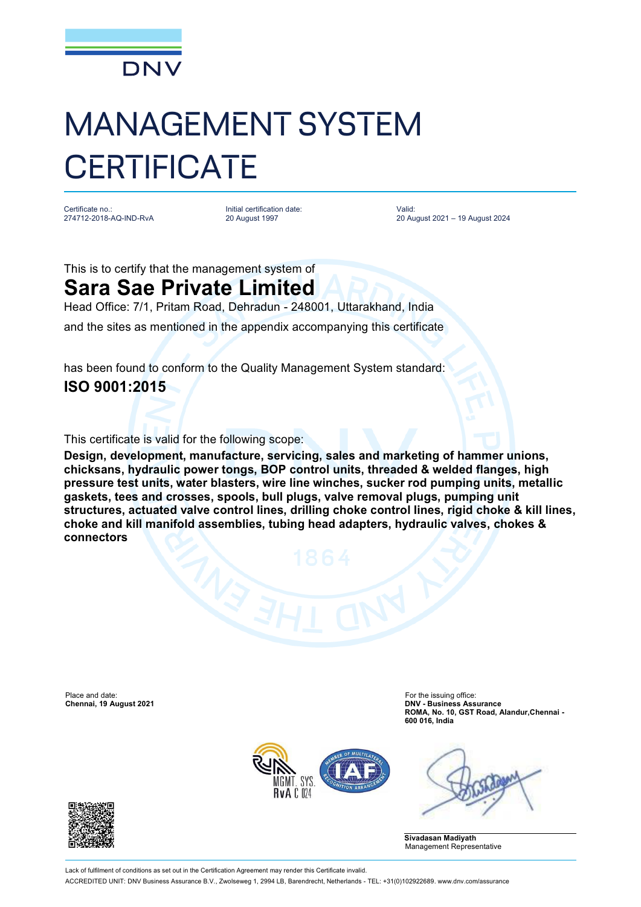DNV

# MANAGEMENT SYSTEM CERTIFICATE

Certificate no.:
274712-2018-AQ-IND-RvA

Initial certification date:
20 August 1997

Valid:
20 August 2021 – 19 August 2024

This is to certify that the management system of

## Sara Sae Private Limited

Head Office: 7/1, Pritam Road, Dehradun - 248001, Uttarakhand, India

and the sites as mentioned in the appendix accompanying this certificate

has been found to conform to the Quality Management System standard:

## ISO 9001:2015

This certificate is valid for the following scope:

**Design, development, manufacture, servicing, sales and marketing of hammer unions, chicksans, hydraulic power tongs, BOP control units, threaded & welded flanges, high pressure test units, water blasters, wire line winches, sucker rod pumping units, metallic gaskets, tees and crosses, spools, bull plugs, valve removal plugs, pumping unit structures, actuated valve control lines, drilling choke control lines, rigid choke & kill lines, choke and kill manifold assemblies, tubing head adapters, hydraulic valves, chokes & connectors**

Place and date:
**Chennai, 19 August 2021**

For the issuing office:
**DNV - Business Assurance**
**ROMA, No. 10, GST Road, Alandur,Chennai - 600 016, India**

MGMT. SYS. RvA C 024

**Sivadasan Madiyath**
Management Representative

Lack of fulfilment of conditions as set out in the Certification Agreement may render this Certificate invalid.

ACCREDITED UNIT: DNV Business Assurance B.V., Zwolseweg 1, 2994 LB, Barendrecht, Netherlands - TEL: +31(0)102922689. www.dnv.com/assurance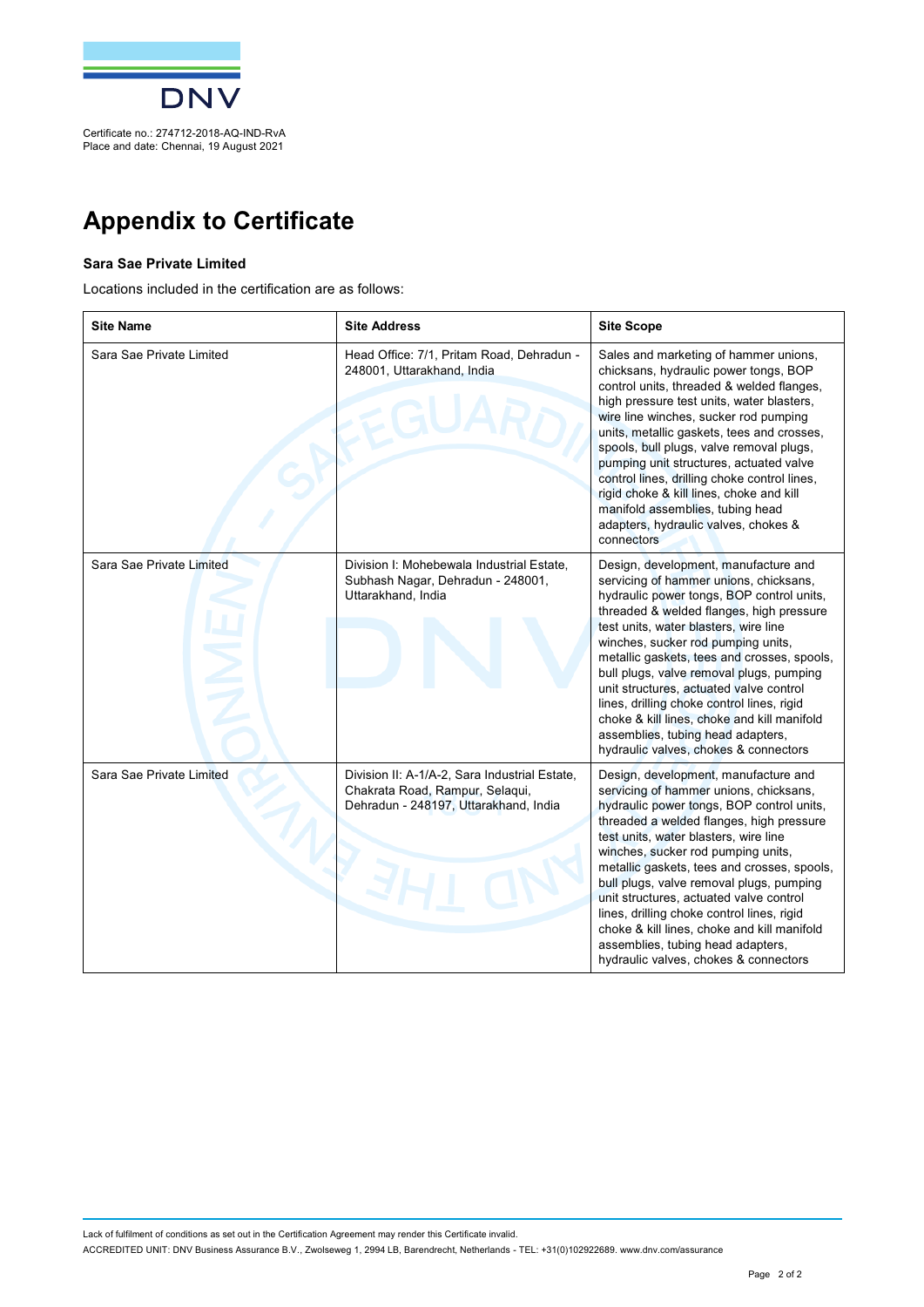Certificate no.: 274712-2018-AQ-IND-RvA
Place and date: Chennai, 19 August 2021

# Appendix to Certificate

**Sara Sae Private Limited**

Locations included in the certification are as follows:

| Site Name | Site Address | Site Scope |
|---|---|---|
| Sara Sae Private Limited | Head Office: 7/1, Pritam Road, Dehradun - 248001, Uttarakhand, India | Sales and marketing of hammer unions, chicksans, hydraulic power tongs, BOP control units, threaded & welded flanges, high pressure test units, water blasters, wire line winches, sucker rod pumping units, metallic gaskets, tees and crosses, spools, bull plugs, valve removal plugs, pumping unit structures, actuated valve control lines, drilling choke control lines, rigid choke & kill lines, choke and kill manifold assemblies, tubing head adapters, hydraulic valves, chokes & connectors |
| Sara Sae Private Limited | Division I: Mohebewala Industrial Estate, Subhash Nagar, Dehradun - 248001, Uttarakhand, India | Design, development, manufacture and servicing of hammer unions, chicksans, hydraulic power tongs, BOP control units, threaded & welded flanges, high pressure test units, water blasters, wire line winches, sucker rod pumping units, metallic gaskets, tees and crosses, spools, bull plugs, valve removal plugs, pumping unit structures, actuated valve control lines, drilling choke control lines, rigid choke & kill lines, choke and kill manifold assemblies, tubing head adapters, hydraulic valves, chokes & connectors |
| Sara Sae Private Limited | Division II: A-1/A-2, Sara Industrial Estate, Chakrata Road, Rampur, Selaqui, Dehradun - 248197, Uttarakhand, India | Design, development, manufacture and servicing of hammer unions, chicksans, hydraulic power tongs, BOP control units, threaded a welded flanges, high pressure test units, water blasters, wire line winches, sucker rod pumping units, metallic gaskets, tees and crosses, spools, bull plugs, valve removal plugs, pumping unit structures, actuated valve control lines, drilling choke control lines, rigid choke & kill lines, choke and kill manifold assemblies, tubing head adapters, hydraulic valves, chokes & connectors |

Lack of fulfilment of conditions as set out in the Certification Agreement may render this Certificate invalid.

ACCREDITED UNIT: DNV Business Assurance B.V., Zwolseweg 1, 2994 LB, Barendrecht, Netherlands - TEL: +31(0)102922689. www.dnv.com/assurance